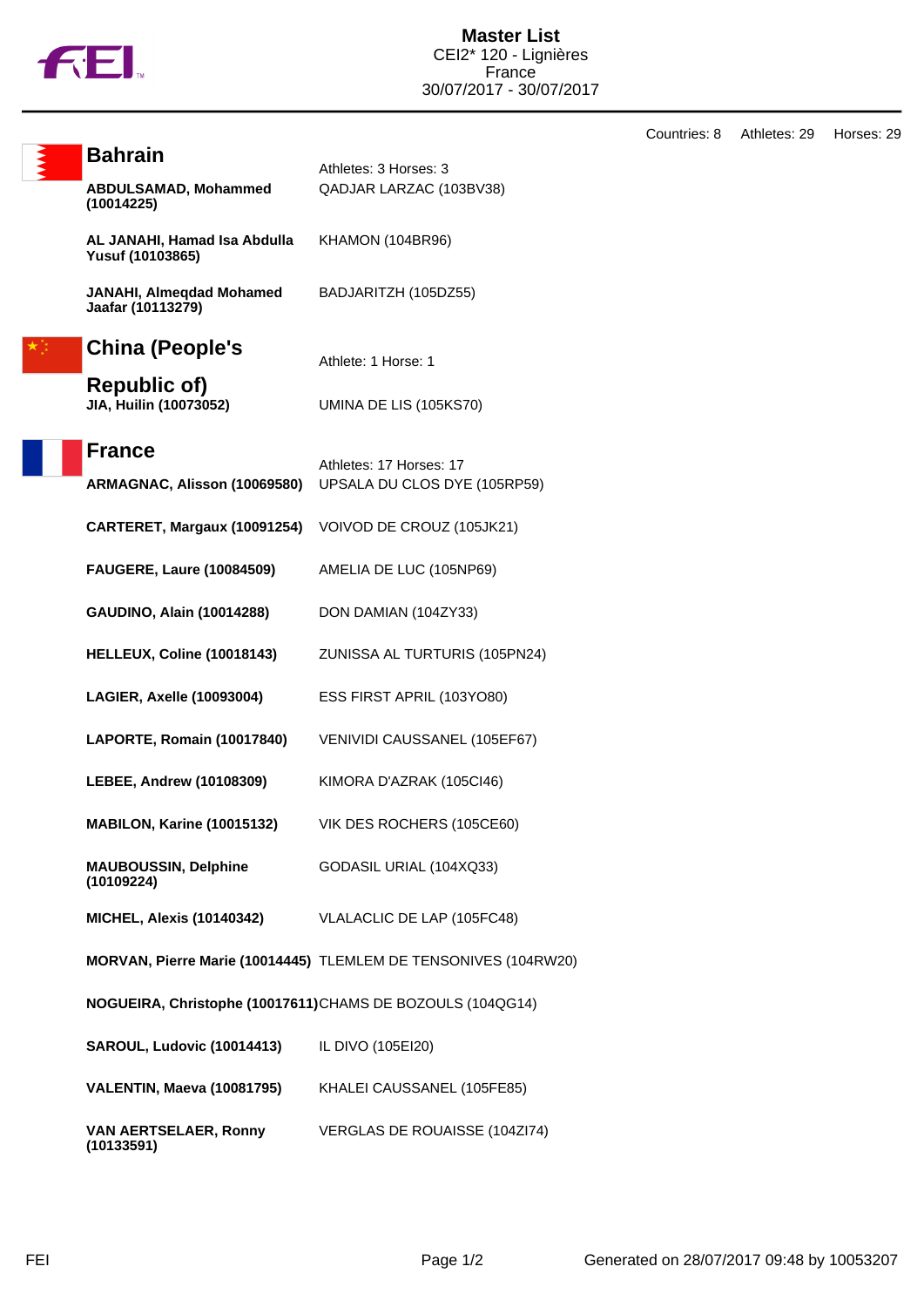# Master List

CEI2* 120 - Lignières
France
30/07/2017 - 30/07/2017

Countries: 8 Athletes: 29 Horses: 29

## Bahrain

Athletes: 3 Horses: 3

| Athlete | Horse |
|---|---|
| **ABDULSAMAD, Mohammed (10014225)** | QADJAR LARZAC (103BV38) |
| **AL JANAHI, Hamad Isa Abdulla Yusuf (10103865)** | KHAMON (104BR96) |
| **JANAHI, Almeqdad Mohamed Jaafar (10113279)** | BADJARITZH (105DZ55) |

## China (People's Republic of)

Athlete: 1 Horse: 1

| Athlete | Horse |
|---|---|
| **JIA, Huilin (10073052)** | UMINA DE LIS (105KS70) |

## France

Athletes: 17 Horses: 17

| Athlete | Horse |
|---|---|
| **ARMAGNAC, Alisson (10069580)** | UPSALA DU CLOS DYE (105RP59) |
| **CARTERET, Margaux (10091254)** | VOIVOD DE CROUZ (105JK21) |
| **FAUGERE, Laure (10084509)** | AMELIA DE LUC (105NP69) |
| **GAUDINO, Alain (10014288)** | DON DAMIAN (104ZY33) |
| **HELLEUX, Coline (10018143)** | ZUNISSA AL TURTURIS (105PN24) |
| **LAGIER, Axelle (10093004)** | ESS FIRST APRIL (103YO80) |
| **LAPORTE, Romain (10017840)** | VENIVIDI CAUSSANEL (105EF67) |
| **LEBEE, Andrew (10108309)** | KIMORA D'AZRAK (105CI46) |
| **MABILON, Karine (10015132)** | VIK DES ROCHERS (105CE60) |
| **MAUBOUSSIN, Delphine (10109224)** | GODASIL URIAL (104XQ33) |
| **MICHEL, Alexis (10140342)** | VLALACLIC DE LAP (105FC48) |
| **MORVAN, Pierre Marie (10014445)** | TLEMLEM DE TENSONIVES (104RW20) |
| **NOGUEIRA, Christophe (10017611)** | CHAMS DE BOZOULS (104QG14) |
| **SAROUL, Ludovic (10014413)** | IL DIVO (105EI20) |
| **VALENTIN, Maeva (10081795)** | KHALEI CAUSSANEL (105FE85) |
| **VAN AERTSELAER, Ronny (10133591)** | VERGLAS DE ROUAISSE (104ZI74) |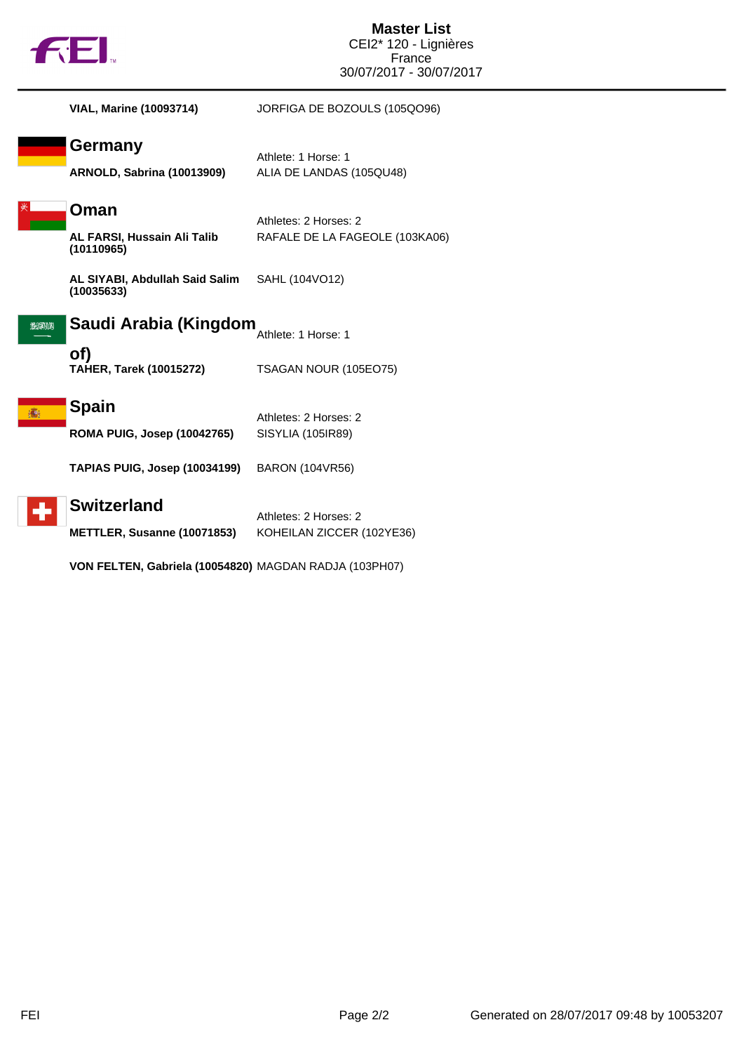# Master List

CEI2* 120 - Lignières
France
30/07/2017 - 30/07/2017

**VIAL, Marine (10093714)** JORFIGA DE BOZOULS (105QO96)

## Germany

Athlete: 1 Horse: 1

**ARNOLD, Sabrina (10013909)** ALIA DE LANDAS (105QU48)

## Oman

Athletes: 2 Horses: 2

**AL FARSI, Hussain Ali Talib (10110965)** RAFALE DE LA FAGEOLE (103KA06)

**AL SIYABI, Abdullah Said Salim (10035633)** SAHL (104VO12)

## Saudi Arabia (Kingdom of)

Athlete: 1 Horse: 1

**TAHER, Tarek (10015272)** TSAGAN NOUR (105EO75)

## Spain

Athletes: 2 Horses: 2

**ROMA PUIG, Josep (10042765)** SISYLIA (105IR89)

**TAPIAS PUIG, Josep (10034199)** BARON (104VR56)

## Switzerland

Athletes: 2 Horses: 2

**METTLER, Susanne (10071853)** KOHEILAN ZICCER (102YE36)

**VON FELTEN, Gabriela (10054820)** MAGDAN RADJA (103PH07)

Generated on 28/07/2017 09:48 by 10053207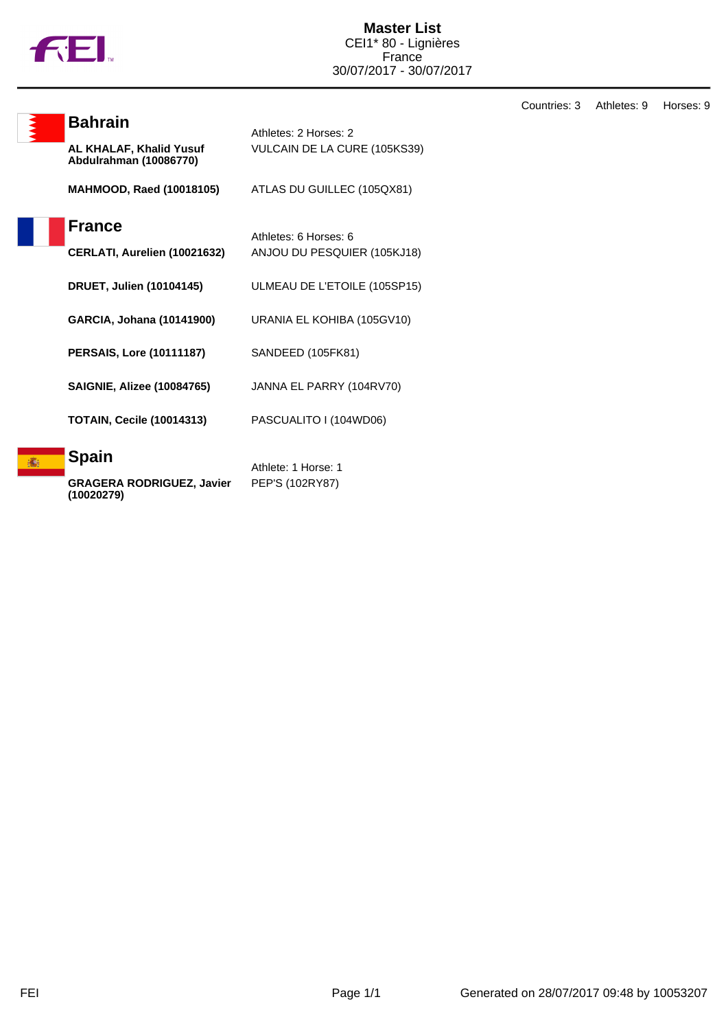# Master List

CEI1* 80 - Lignières
France
30/07/2017 - 30/07/2017

Countries: 3 Athletes: 9 Horses: 9

## Bahrain

Athletes: 2 Horses: 2

| | |
|---|---|
| **AL KHALAF, Khalid Yusuf Abdulrahman (10086770)** | VULCAIN DE LA CURE (105KS39) |
| **MAHMOOD, Raed (10018105)** | ATLAS DU GUILLEC (105QX81) |

## France

Athletes: 6 Horses: 6

| | |
|---|---|
| **CERLATI, Aurelien (10021632)** | ANJOU DU PESQUIER (105KJ18) |
| **DRUET, Julien (10104145)** | ULMEAU DE L'ETOILE (105SP15) |
| **GARCIA, Johana (10141900)** | URANIA EL KOHIBA (105GV10) |
| **PERSAIS, Lore (10111187)** | SANDEED (105FK81) |
| **SAIGNIE, Alizee (10084765)** | JANNA EL PARRY (104RV70) |
| **TOTAIN, Cecile (10014313)** | PASCUALITO I (104WD06) |

## Spain

Athlete: 1 Horse: 1

| | |
|---|---|
| **GRAGERA RODRIGUEZ, Javier (10020279)** | PEP'S (102RY87) |

Generated on 28/07/2017 09:48 by 10053207